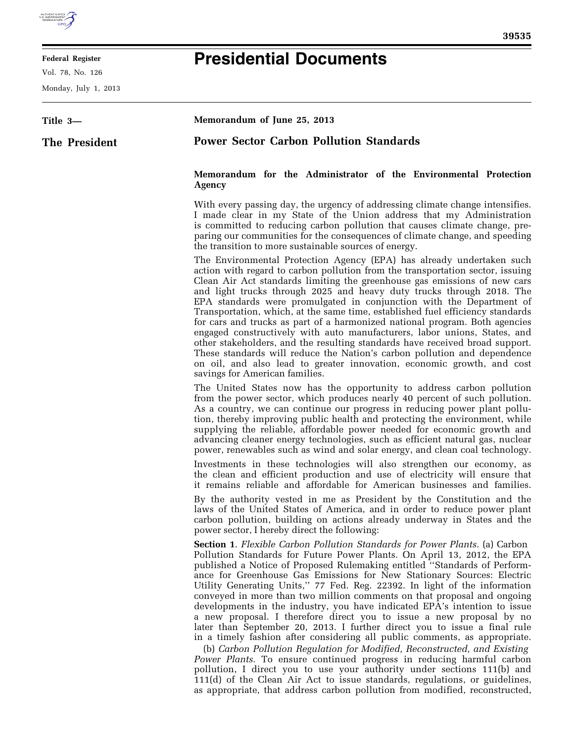**Federal Register**

Vol. 78, No. 126

Monday, July 1, 2013

# Presidential Documents

**Title 3—**

**The President**

**Memorandum of June 25, 2013**

## Power Sector Carbon Pollution Standards

**Memorandum for the Administrator of the Environmental Protection Agency**

With every passing day, the urgency of addressing climate change intensifies. I made clear in my State of the Union address that my Administration is committed to reducing carbon pollution that causes climate change, preparing our communities for the consequences of climate change, and speeding the transition to more sustainable sources of energy.

The Environmental Protection Agency (EPA) has already undertaken such action with regard to carbon pollution from the transportation sector, issuing Clean Air Act standards limiting the greenhouse gas emissions of new cars and light trucks through 2025 and heavy duty trucks through 2018. The EPA standards were promulgated in conjunction with the Department of Transportation, which, at the same time, established fuel efficiency standards for cars and trucks as part of a harmonized national program. Both agencies engaged constructively with auto manufacturers, labor unions, States, and other stakeholders, and the resulting standards have received broad support. These standards will reduce the Nation's carbon pollution and dependence on oil, and also lead to greater innovation, economic growth, and cost savings for American families.

The United States now has the opportunity to address carbon pollution from the power sector, which produces nearly 40 percent of such pollution. As a country, we can continue our progress in reducing power plant pollution, thereby improving public health and protecting the environment, while supplying the reliable, affordable power needed for economic growth and advancing cleaner energy technologies, such as efficient natural gas, nuclear power, renewables such as wind and solar energy, and clean coal technology.

Investments in these technologies will also strengthen our economy, as the clean and efficient production and use of electricity will ensure that it remains reliable and affordable for American businesses and families.

By the authority vested in me as President by the Constitution and the laws of the United States of America, and in order to reduce power plant carbon pollution, building on actions already underway in States and the power sector, I hereby direct the following:

**Section 1**. *Flexible Carbon Pollution Standards for Power Plants.* (a) Carbon Pollution Standards for Future Power Plants. On April 13, 2012, the EPA published a Notice of Proposed Rulemaking entitled ''Standards of Performance for Greenhouse Gas Emissions for New Stationary Sources: Electric Utility Generating Units,'' 77 Fed. Reg. 22392. In light of the information conveyed in more than two million comments on that proposal and ongoing developments in the industry, you have indicated EPA's intention to issue a new proposal. I therefore direct you to issue a new proposal by no later than September 20, 2013. I further direct you to issue a final rule in a timely fashion after considering all public comments, as appropriate.

(b) *Carbon Pollution Regulation for Modified, Reconstructed, and Existing Power Plants.* To ensure continued progress in reducing harmful carbon pollution, I direct you to use your authority under sections 111(b) and 111(d) of the Clean Air Act to issue standards, regulations, or guidelines, as appropriate, that address carbon pollution from modified, reconstructed,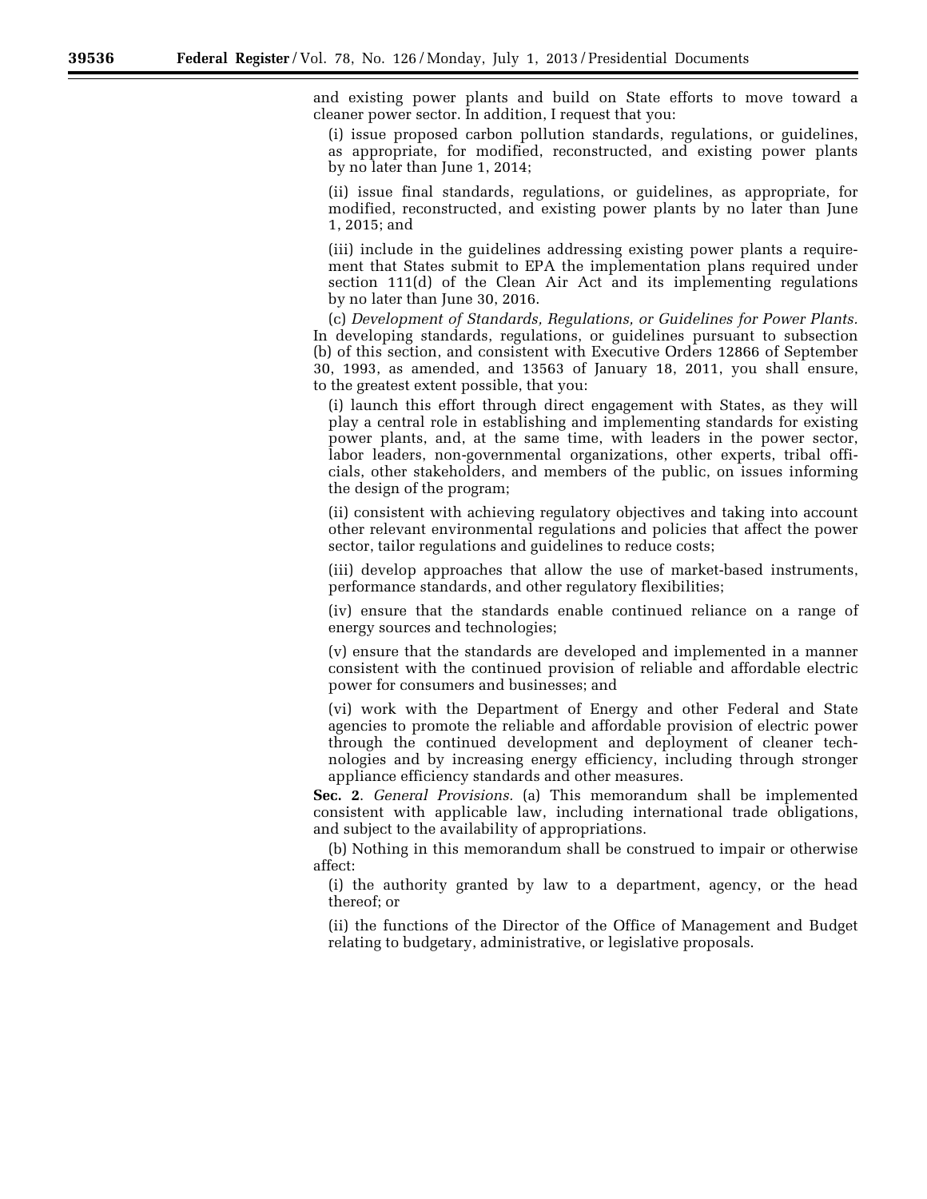and existing power plants and build on State efforts to move toward a cleaner power sector. In addition, I request that you:

(i) issue proposed carbon pollution standards, regulations, or guidelines, as appropriate, for modified, reconstructed, and existing power plants by no later than June 1, 2014;

(ii) issue final standards, regulations, or guidelines, as appropriate, for modified, reconstructed, and existing power plants by no later than June 1, 2015; and

(iii) include in the guidelines addressing existing power plants a requirement that States submit to EPA the implementation plans required under section 111(d) of the Clean Air Act and its implementing regulations by no later than June 30, 2016.

(c) *Development of Standards, Regulations, or Guidelines for Power Plants.* In developing standards, regulations, or guidelines pursuant to subsection (b) of this section, and consistent with Executive Orders 12866 of September 30, 1993, as amended, and 13563 of January 18, 2011, you shall ensure, to the greatest extent possible, that you:

(i) launch this effort through direct engagement with States, as they will play a central role in establishing and implementing standards for existing power plants, and, at the same time, with leaders in the power sector, labor leaders, non-governmental organizations, other experts, tribal officials, other stakeholders, and members of the public, on issues informing the design of the program;

(ii) consistent with achieving regulatory objectives and taking into account other relevant environmental regulations and policies that affect the power sector, tailor regulations and guidelines to reduce costs;

(iii) develop approaches that allow the use of market-based instruments, performance standards, and other regulatory flexibilities;

(iv) ensure that the standards enable continued reliance on a range of energy sources and technologies;

(v) ensure that the standards are developed and implemented in a manner consistent with the continued provision of reliable and affordable electric power for consumers and businesses; and

(vi) work with the Department of Energy and other Federal and State agencies to promote the reliable and affordable provision of electric power through the continued development and deployment of cleaner technologies and by increasing energy efficiency, including through stronger appliance efficiency standards and other measures.

**Sec. 2**. *General Provisions.* (a) This memorandum shall be implemented consistent with applicable law, including international trade obligations, and subject to the availability of appropriations.

(b) Nothing in this memorandum shall be construed to impair or otherwise affect:

(i) the authority granted by law to a department, agency, or the head thereof; or

(ii) the functions of the Director of the Office of Management and Budget relating to budgetary, administrative, or legislative proposals.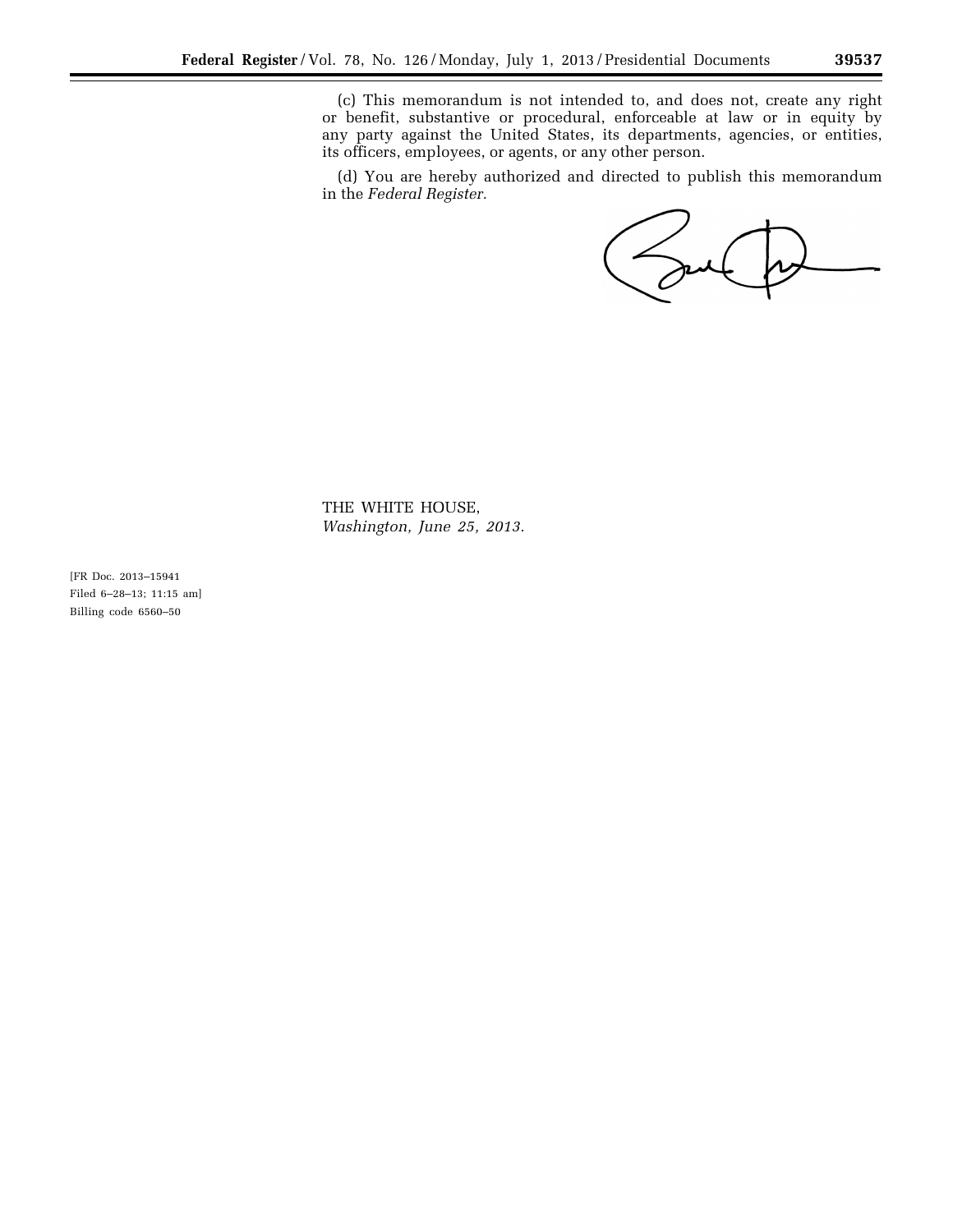(c) This memorandum is not intended to, and does not, create any right or benefit, substantive or procedural, enforceable at law or in equity by any party against the United States, its departments, agencies, or entities, its officers, employees, or agents, or any other person.

(d) You are hereby authorized and directed to publish this memorandum in the *Federal Register.*

THE WHITE HOUSE,
*Washington, June 25, 2013.*

[FR Doc. 2013–15941
Filed 6–28–13; 11:15 am]
Billing code 6560–50